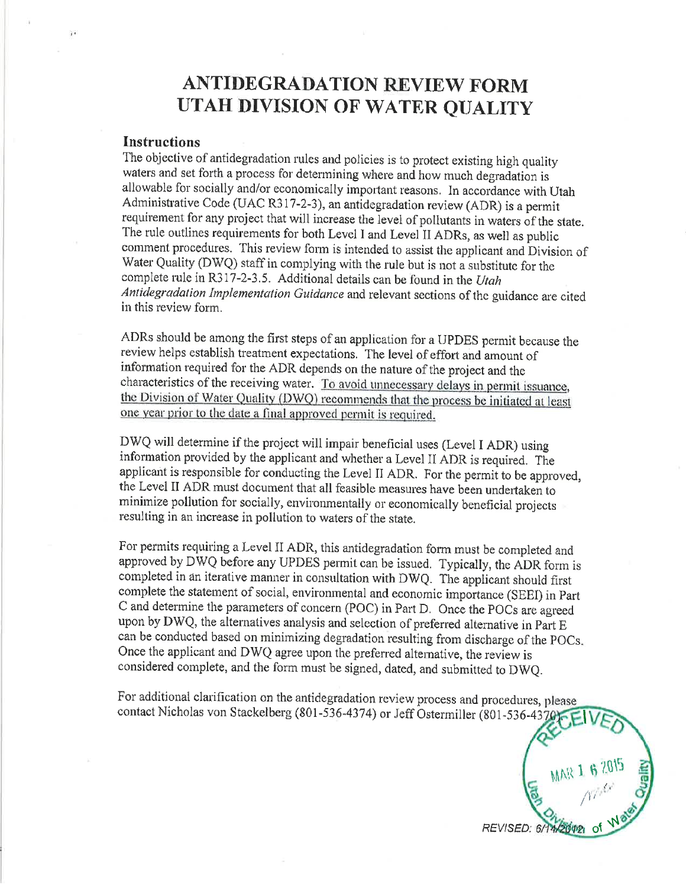# ANTIDEGRADATION REVIEW FORM UTAH DIVISION OF WATER QUALITY

## Instructions

The objective of antidegradation rules and policies is to protect existing high quality waters and set forth a process for determining where and how much degradation is allowable for socially and/or economically important reasons. In accordance with Utah Administrative Code (UAC R317-2-3), an antidegradation review (ADR) is a permit requirement for any project that will increase the level of pollutants in waters of the state. The rule outlines requirements for both Level I and Level II ADRs, as well as public comment procedures. This review form is intended to assist the applicant and Division of Water Quality (DWQ) staff in complying with the rule but is not a substitute for the complete rule in R317-2-3.5. Additional details can be found in the *Utah Antidegradation Implementation Guidance* and relevant sections of the guidance are cited in this review form.

ADRs should be among the first steps of an application for a UPDES permit because the review helps establish treatment expectations. The level of effort and amount of information required for the ADR depends on the nature of the project and the characteristics of the receiving water. <u>To avoid unnecessary delays in permit issuance, the Division of Water Quality (DWQ) recommends that the process be initiated at least one year prior to the date a final approved permit is required.</u>

DWQ will determine if the project will impair beneficial uses (Level I ADR) using information provided by the applicant and whether a Level II ADR is required. The applicant is responsible for conducting the Level II ADR. For the permit to be approved, the Level II ADR must document that all feasible measures have been undertaken to minimize pollution for socially, environmentally or economically beneficial projects resulting in an increase in pollution to waters of the state.

For permits requiring a Level II ADR, this antidegradation form must be completed and approved by DWQ before any UPDES permit can be issued. Typically, the ADR form is completed in an iterative manner in consultation with DWQ. The applicant should first complete the statement of social, environmental and economic importance (SEEI) in Part C and determine the parameters of concern (POC) in Part D. Once the POCs are agreed upon by DWQ, the alternatives analysis and selection of preferred alternative in Part E can be conducted based on minimizing degradation resulting from discharge of the POCs. Once the applicant and DWQ agree upon the preferred alternative, the review is considered complete, and the form must be signed, dated, and submitted to DWQ.

For additional clarification on the antidegradation review process and procedures, please contact Nicholas von Stackelberg (801-536-4374) or Jeff Ostermiller (801-536-4370).

RECEIVED MAR 1 6 2015 Utah Division of Water Quality

REVISED: 6/14/2012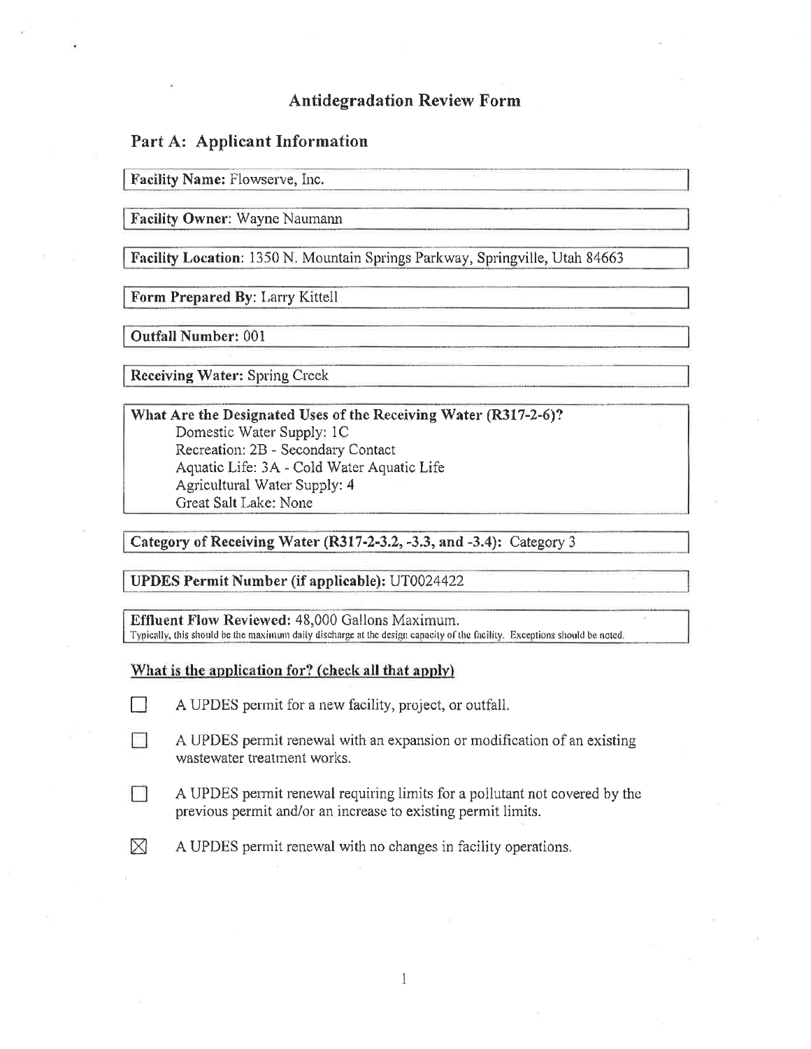# Antidegradation Review Form

## Part A: Applicant Information

**Facility Name:** Flowserve, Inc.

**Facility Owner**: Wayne Naumann

**Facility Location**: 1350 N. Mountain Springs Parkway, Springville, Utah 84663

**Form Prepared By**: Larry Kittell

**Outfall Number:** 001

**Receiving Water:** Spring Creek

**What Are the Designated Uses of the Receiving Water (R317-2-6)?**
Domestic Water Supply: 1C
Recreation: 2B - Secondary Contact
Aquatic Life: 3A - Cold Water Aquatic Life
Agricultural Water Supply: 4
Great Salt Lake: None

**Category of Receiving Water (R317-2-3.2, -3.3, and -3.4):** Category 3

**UPDES Permit Number (if applicable):** UT0024422

**Effluent Flow Reviewed:** 48,000 Gallons Maximum.
Typically, this should be the maximum daily discharge at the design capacity of the facility. Exceptions should be noted.

### What is the application for? (check all that apply)

- ☐ A UPDES permit for a new facility, project, or outfall.
- ☐ A UPDES permit renewal with an expansion or modification of an existing wastewater treatment works.
- ☐ A UPDES permit renewal requiring limits for a pollutant not covered by the previous permit and/or an increase to existing permit limits.
- ☒ A UPDES permit renewal with no changes in facility operations.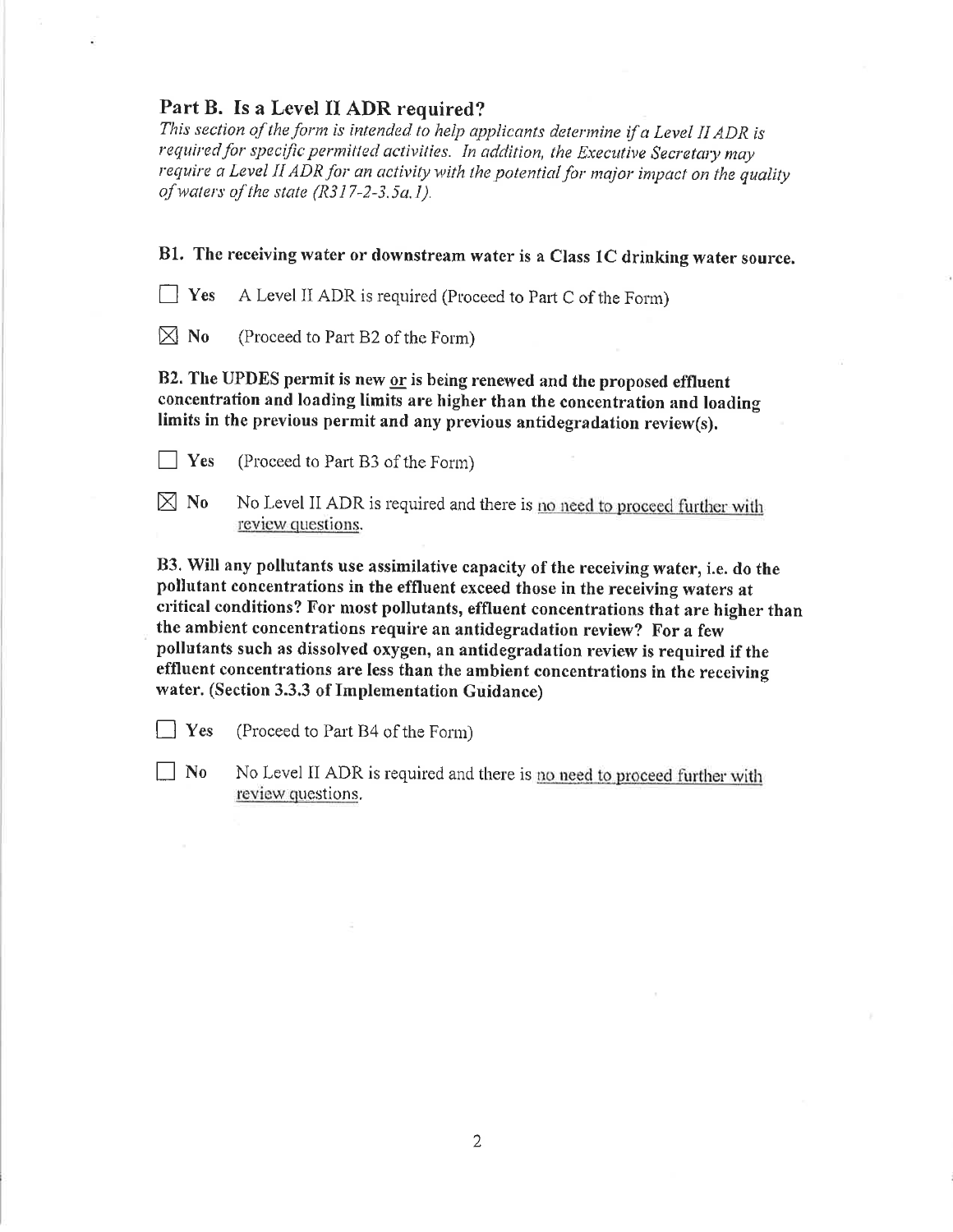## Part B. Is a Level II ADR required?

*This section of the form is intended to help applicants determine if a Level II ADR is required for specific permitted activities. In addition, the Executive Secretary may require a Level II ADR for an activity with the potential for major impact on the quality of waters of the state (R317-2-3.5a.1).*

**B1. The receiving water or downstream water is a Class 1C drinking water source.**

☐ **Yes** A Level II ADR is required (Proceed to Part C of the Form)

☒ **No** (Proceed to Part B2 of the Form)

**B2. The UPDES permit is new <u>or</u> is being renewed and the proposed effluent concentration and loading limits are higher than the concentration and loading limits in the previous permit and any previous antidegradation review(s).**

☐ **Yes** (Proceed to Part B3 of the Form)

☒ **No** No Level II ADR is required and there is <u>no need to proceed further with review questions</u>.

**B3. Will any pollutants use assimilative capacity of the receiving water, i.e. do the pollutant concentrations in the effluent exceed those in the receiving waters at critical conditions? For most pollutants, effluent concentrations that are higher than the ambient concentrations require an antidegradation review? For a few pollutants such as dissolved oxygen, an antidegradation review is required if the effluent concentrations are less than the ambient concentrations in the receiving water. (Section 3.3.3 of Implementation Guidance)**

☐ **Yes** (Proceed to Part B4 of the Form)

☐ **No** No Level II ADR is required and there is <u>no need to proceed further with review questions</u>.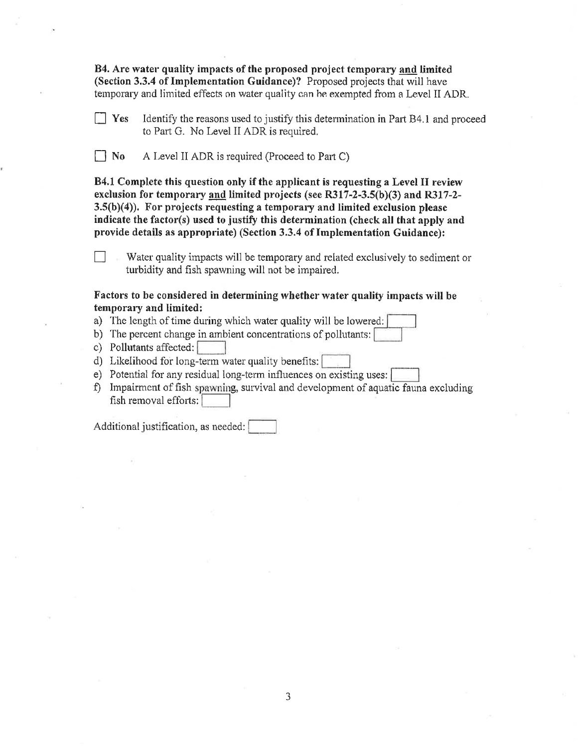**B4. Are water quality impacts of the proposed project temporary and limited (Section 3.3.4 of Implementation Guidance)?** Proposed projects that will have temporary and limited effects on water quality can be exempted from a Level II ADR.

☐ **Yes** Identify the reasons used to justify this determination in Part B4.1 and proceed to Part G. No Level II ADR is required.

☐ **No** A Level II ADR is required (Proceed to Part C)

**B4.1 Complete this question only if the applicant is requesting a Level II review exclusion for temporary and limited projects (see R317-2-3.5(b)(3) and R317-2-3.5(b)(4)). For projects requesting a temporary and limited exclusion please indicate the factor(s) used to justify this determination (check all that apply and provide details as appropriate) (Section 3.3.4 of Implementation Guidance):**

☐ Water quality impacts will be temporary and related exclusively to sediment or turbidity and fish spawning will not be impaired.

**Factors to be considered in determining whether water quality impacts will be temporary and limited:**

a) The length of time during which water quality will be lowered: ☐
b) The percent change in ambient concentrations of pollutants: ☐
c) Pollutants affected: ☐
d) Likelihood for long-term water quality benefits: ☐
e) Potential for any residual long-term influences on existing uses: ☐
f) Impairment of fish spawning, survival and development of aquatic fauna excluding fish removal efforts: ☐

Additional justification, as needed: ☐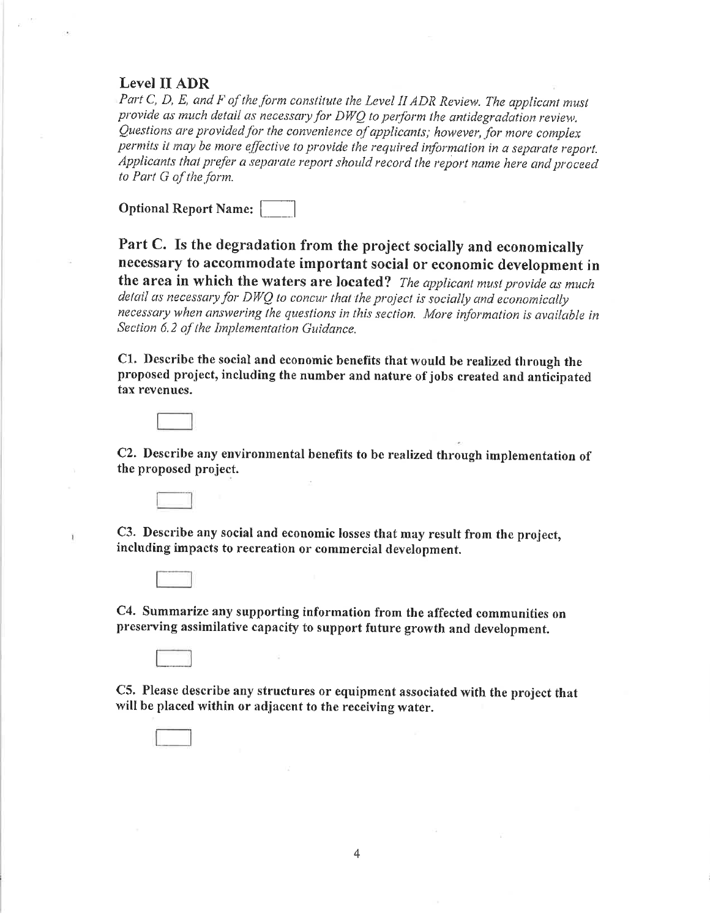## Level II ADR

*Part C, D, E, and F of the form constitute the Level II ADR Review. The applicant must provide as much detail as necessary for DWQ to perform the antidegradation review. Questions are provided for the convenience of applicants; however, for more complex permits it may be more effective to provide the required information in a separate report. Applicants that prefer a separate report should record the report name here and proceed to Part G of the form.*

**Optional Report Name:** [ ]

## Part C. Is the degradation from the project socially and economically necessary to accommodate important social or economic development in the area in which the waters are located?

*The applicant must provide as much detail as necessary for DWQ to concur that the project is socially and economically necessary when answering the questions in this section. More information is available in Section 6.2 of the Implementation Guidance.*

**C1. Describe the social and economic benefits that would be realized through the proposed project, including the number and nature of jobs created and anticipated tax revenues.**

[ ]

**C2. Describe any environmental benefits to be realized through implementation of the proposed project.**

[ ]

**C3. Describe any social and economic losses that may result from the project, including impacts to recreation or commercial development.**

[ ]

**C4. Summarize any supporting information from the affected communities on preserving assimilative capacity to support future growth and development.**

[ ]

**C5. Please describe any structures or equipment associated with the project that will be placed within or adjacent to the receiving water.**

[ ]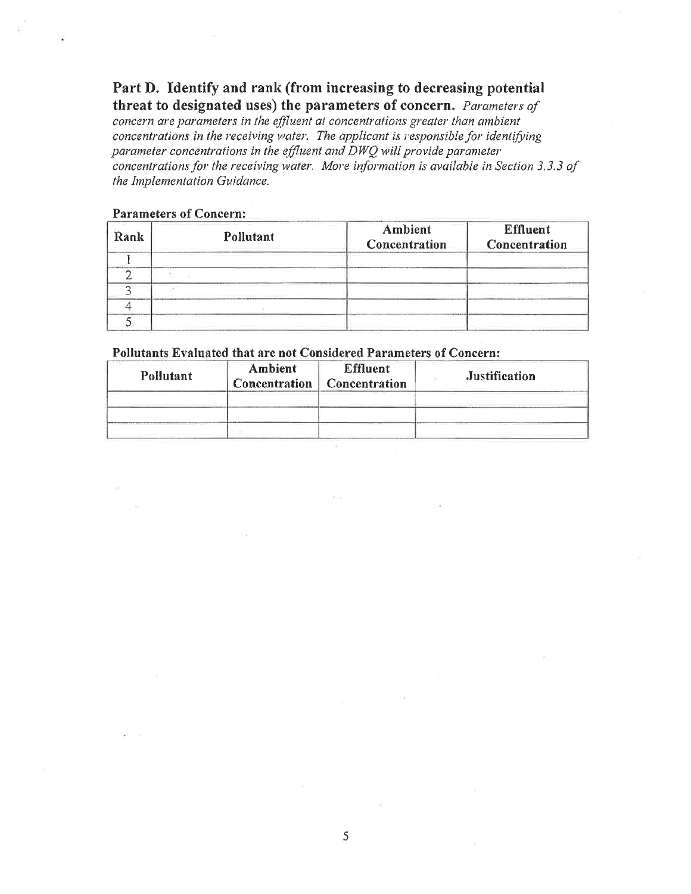## Part D. Identify and rank (from increasing to decreasing potential threat to designated uses) the parameters of concern.

*Parameters of concern are parameters in the effluent at concentrations greater than ambient concentrations in the receiving water. The applicant is responsible for identifying parameter concentrations in the effluent and DWQ will provide parameter concentrations for the receiving water. More information is available in Section 3.3.3 of the Implementation Guidance.*

**Parameters of Concern:**

| Rank | Pollutant | Ambient Concentration | Effluent Concentration |
|---|---|---|---|
| 1 | | | |
| 2 | | | |
| 3 | | | |
| 4 | | | |
| 5 | | | |

**Pollutants Evaluated that are not Considered Parameters of Concern:**

| Pollutant | Ambient Concentration | Effluent Concentration | Justification |
|---|---|---|---|
| | | | |
| | | | |
| | | | |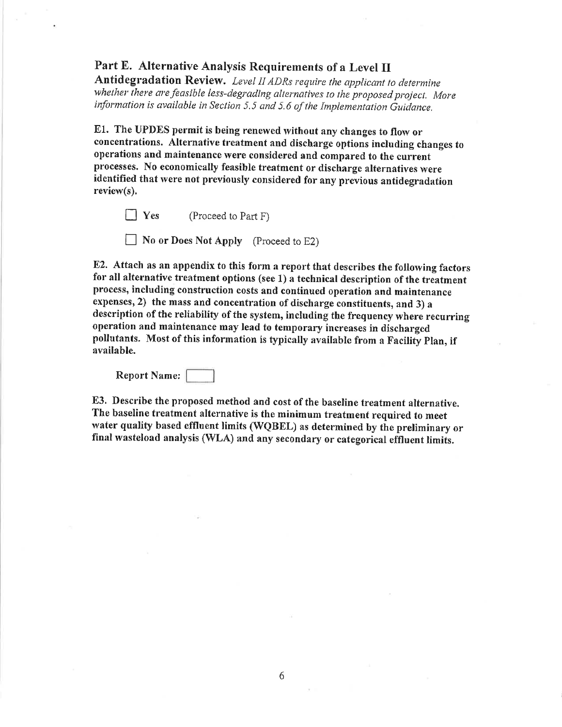## Part E. Alternative Analysis Requirements of a Level II Antidegradation Review.

*Level II ADRs require the applicant to determine whether there are feasible less-degrading alternatives to the proposed project. More information is available in Section 5.5 and 5.6 of the Implementation Guidance.*

**E1. The UPDES permit is being renewed without any changes to flow or concentrations. Alternative treatment and discharge options including changes to operations and maintenance were considered and compared to the current processes. No economically feasible treatment or discharge alternatives were identified that were not previously considered for any previous antidegradation review(s).**

☐ **Yes** (Proceed to Part F)

☐ **No or Does Not Apply** (Proceed to E2)

**E2. Attach as an appendix to this form a report that describes the following factors for all alternative treatment options (see 1) a technical description of the treatment process, including construction costs and continued operation and maintenance expenses, 2) the mass and concentration of discharge constituents, and 3) a description of the reliability of the system, including the frequency where recurring operation and maintenance may lead to temporary increases in discharged pollutants. Most of this information is typically available from a Facility Plan, if available.**

Report Name: ☐

**E3. Describe the proposed method and cost of the baseline treatment alternative. The baseline treatment alternative is the minimum treatment required to meet water quality based effluent limits (WQBEL) as determined by the preliminary or final wasteload analysis (WLA) and any secondary or categorical effluent limits.**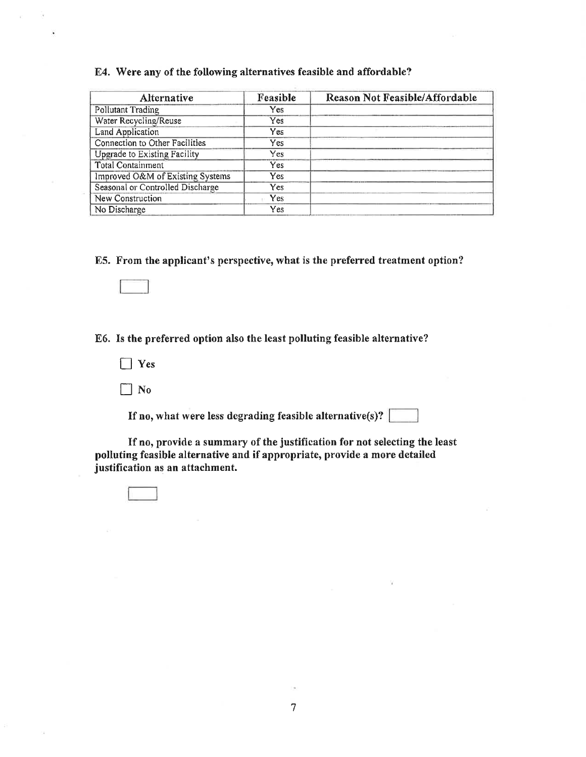## E4. Were any of the following alternatives feasible and affordable?

| Alternative | Feasible | Reason Not Feasible/Affordable |
| --- | --- | --- |
| Pollutant Trading | Yes | |
| Water Recycling/Reuse | Yes | |
| Land Application | Yes | |
| Connection to Other Facilities | Yes | |
| Upgrade to Existing Facility | Yes | |
| Total Containment | Yes | |
| Improved O&M of Existing Systems | Yes | |
| Seasonal or Controlled Discharge | Yes | |
| New Construction | Yes | |
| No Discharge | Yes | |

## E5. From the applicant's perspective, what is the preferred treatment option?

☐

## E6. Is the preferred option also the least polluting feasible alternative?

☐ **Yes**

☐ **No**

**If no, what were less degrading feasible alternative(s)?** ☐

**If no, provide a summary of the justification for not selecting the least polluting feasible alternative and if appropriate, provide a more detailed justification as an attachment.**

☐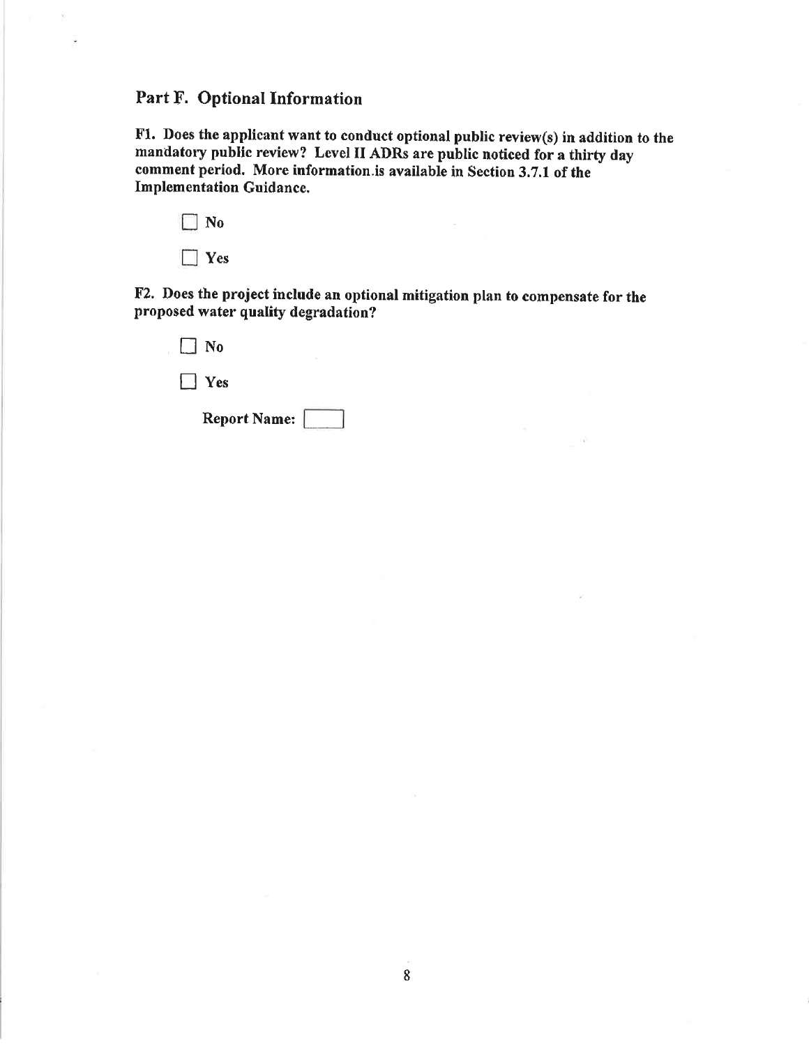## Part F. Optional Information

**F1. Does the applicant want to conduct optional public review(s) in addition to the mandatory public review? Level II ADRs are public noticed for a thirty day comment period. More information is available in Section 3.7.1 of the Implementation Guidance.**

☐ **No**

☐ **Yes**

**F2. Does the project include an optional mitigation plan to compensate for the proposed water quality degradation?**

☐ **No**

☐ **Yes**

**Report Name:** ☐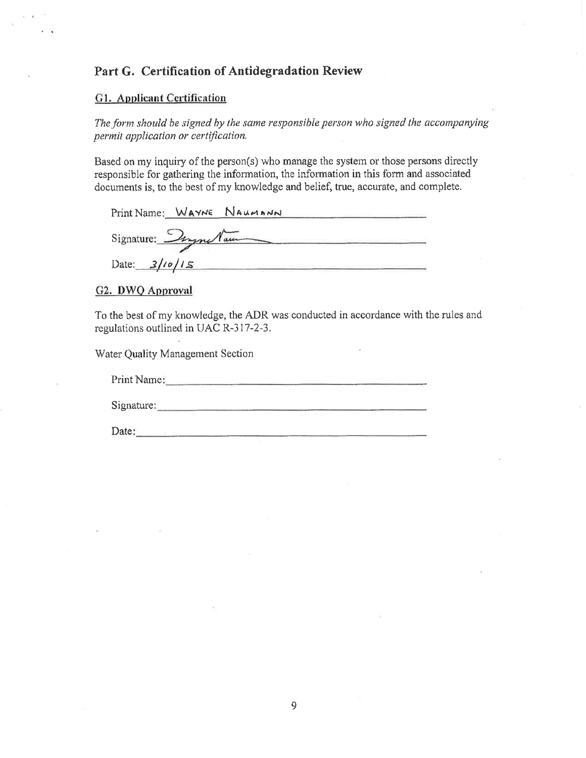## Part G. Certification of Antidegradation Review

### G1. Applicant Certification

*The form should be signed by the same responsible person who signed the accompanying permit application or certification.*

Based on my inquiry of the person(s) who manage the system or those persons directly responsible for gathering the information, the information in this form and associated documents is, to the best of my knowledge and belief, true, accurate, and complete.

Print Name: WAYNE NAUMANN

Signature: Wayne Naum

Date: 3/10/15

### G2. DWQ Approval

To the best of my knowledge, the ADR was conducted in accordance with the rules and regulations outlined in UAC R-317-2-3.

Water Quality Management Section

Print Name: ______________________

Signature: ______________________

Date: ______________________